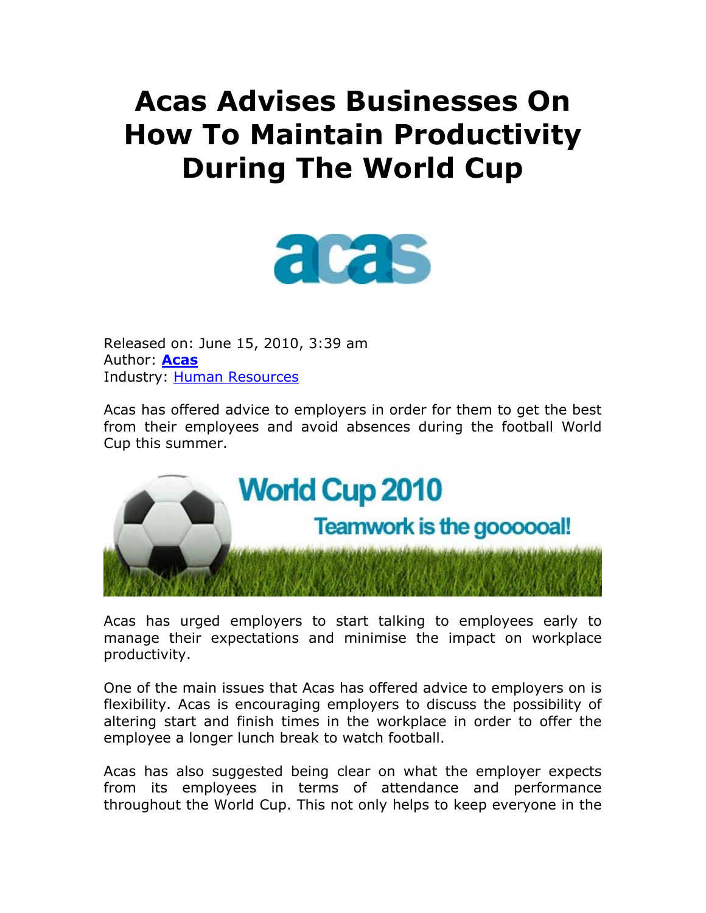# Acas Advises Businesses On How To Maintain Productivity During The World Cup

Released on: June 15, 2010, 3:39 am
Author: **Acas**
Industry: Human Resources

Acas has offered advice to employers in order for them to get the best from their employees and avoid absences during the football World Cup this summer.

Acas has urged employers to start talking to employees early to manage their expectations and minimise the impact on workplace productivity.

One of the main issues that Acas has offered advice to employers on is flexibility. Acas is encouraging employers to discuss the possibility of altering start and finish times in the workplace in order to offer the employee a longer lunch break to watch football.

Acas has also suggested being clear on what the employer expects from its employees in terms of attendance and performance throughout the World Cup. This not only helps to keep everyone in the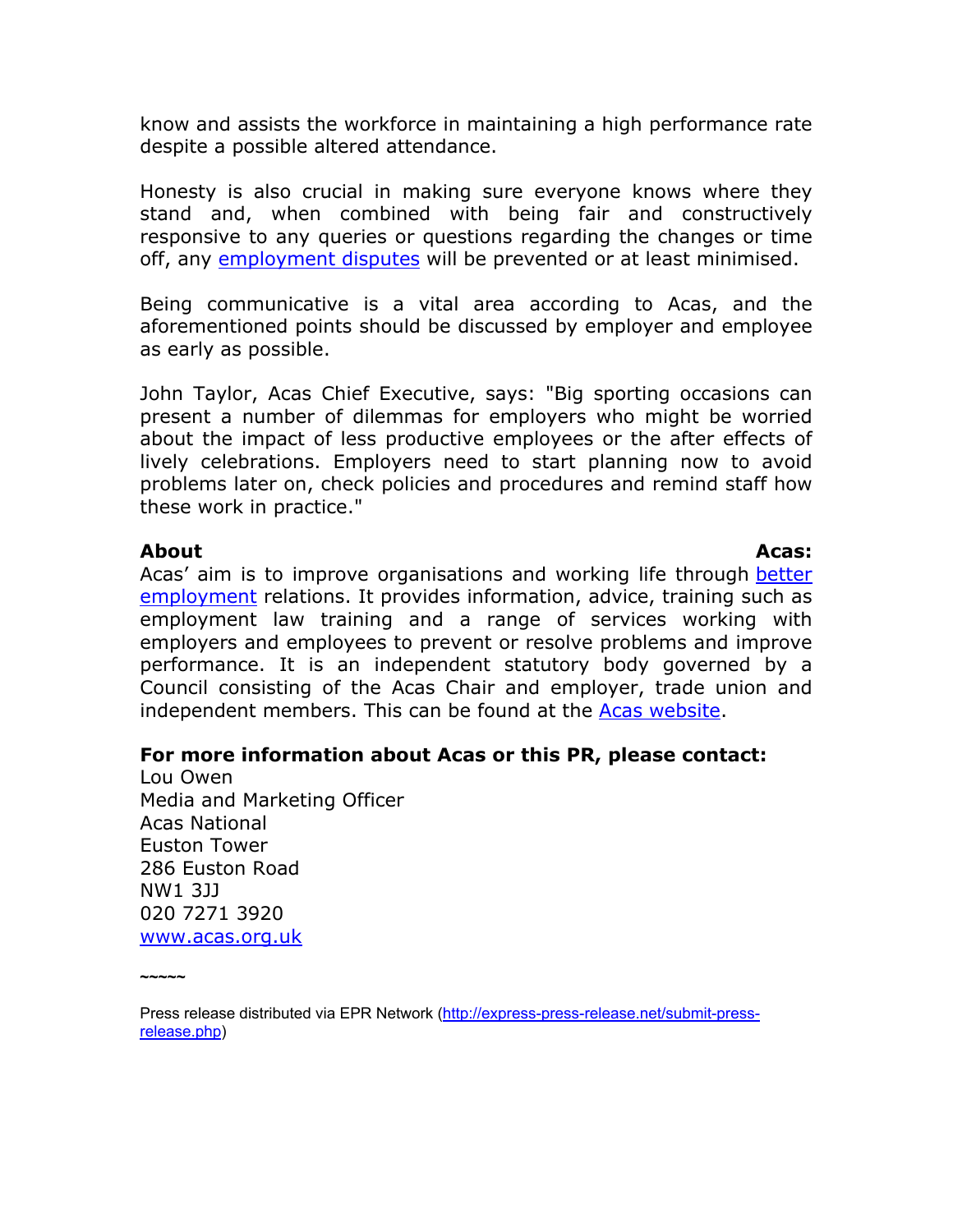know and assists the workforce in maintaining a high performance rate despite a possible altered attendance.

Honesty is also crucial in making sure everyone knows where they stand and, when combined with being fair and constructively responsive to any queries or questions regarding the changes or time off, any employment disputes will be prevented or at least minimised.

Being communicative is a vital area according to Acas, and the aforementioned points should be discussed by employer and employee as early as possible.

John Taylor, Acas Chief Executive, says: "Big sporting occasions can present a number of dilemmas for employers who might be worried about the impact of less productive employees or the after effects of lively celebrations. Employers need to start planning now to avoid problems later on, check policies and procedures and remind staff how these work in practice."

**About Acas:**

Acas' aim is to improve organisations and working life through better employment relations. It provides information, advice, training such as employment law training and a range of services working with employers and employees to prevent or resolve problems and improve performance. It is an independent statutory body governed by a Council consisting of the Acas Chair and employer, trade union and independent members. This can be found at the Acas website.

**For more information about Acas or this PR, please contact:**

Lou Owen
Media and Marketing Officer
Acas National
Euston Tower
286 Euston Road
NW1 3JJ
020 7271 3920
www.acas.org.uk

~~~~~

Press release distributed via EPR Network (http://express-press-release.net/submit-press-release.php)